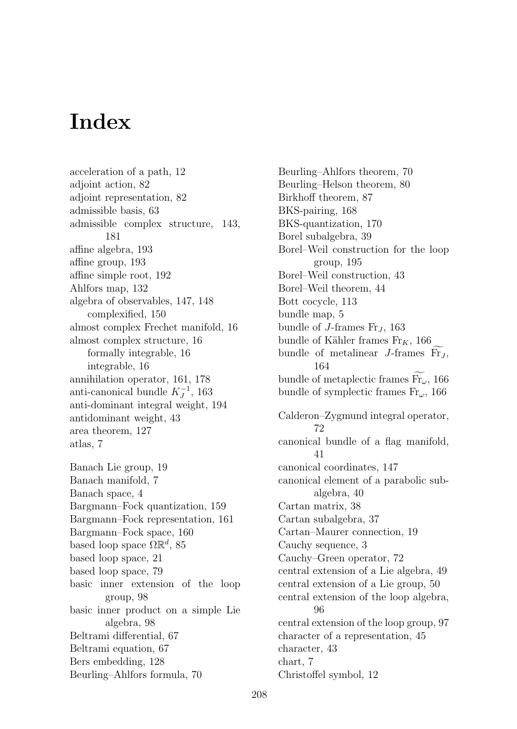# Index

acceleration of a path, 12
adjoint action, 82
adjoint representation, 82
admissible basis, 63
admissible complex structure, 143, 181
affine algebra, 193
affine group, 193
affine simple root, 192
Ahlfors map, 132
algebra of observables, 147, 148
    complexified, 150
almost complex Frechet manifold, 16
almost complex structure, 16
    formally integrable, 16
    integrable, 16
annihilation operator, 161, 178
anti-canonical bundle $K_J^{-1}$, 163
anti-dominant integral weight, 194
antidominant weight, 43
area theorem, 127
atlas, 7

Banach Lie group, 19
Banach manifold, 7
Banach space, 4
Bargmann–Fock quantization, 159
Bargmann–Fock representation, 161
Bargmann–Fock space, 160
based loop space $\Omega\mathbb{R}^d$, 85
based loop space, 21
based loop space, 79
basic inner extension of the loop group, 98
basic inner product on a simple Lie algebra, 98
Beltrami differential, 67
Beltrami equation, 67
Bers embedding, 128
Beurling–Ahlfors formula, 70
Beurling–Ahlfors theorem, 70
Beurling–Helson theorem, 80
Birkhoff theorem, 87
BKS-pairing, 168
BKS-quantization, 170
Borel subalgebra, 39
Borel–Weil construction for the loop group, 195
Borel–Weil construction, 43
Borel–Weil theorem, 44
Bott cocycle, 113
bundle map, 5
bundle of $J$-frames $\mathrm{Fr}_J$, 163
bundle of Kähler frames $\mathrm{Fr}_K$, 166
bundle of metalinear $J$-frames $\widetilde{\mathrm{Fr}}_J$, 164
bundle of metaplectic frames $\widetilde{\mathrm{Fr}}_\omega$, 166
bundle of symplectic frames $\mathrm{Fr}_\omega$, 166

Calderon–Zygmund integral operator, 72
canonical bundle of a flag manifold, 41
canonical coordinates, 147
canonical element of a parabolic subalgebra, 40
Cartan matrix, 38
Cartan subalgebra, 37
Cartan–Maurer connection, 19
Cauchy sequence, 3
Cauchy–Green operator, 72
central extension of a Lie algebra, 49
central extension of a Lie group, 50
central extension of the loop algebra, 96
central extension of the loop group, 97
character of a representation, 45
character, 43
chart, 7
Christoffel symbol, 12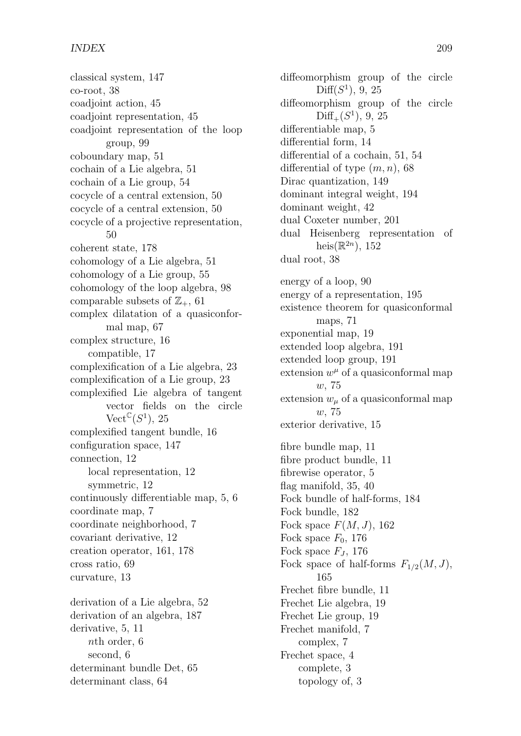classical system, 147
co-root, 38
coadjoint action, 45
coadjoint representation, 45
coadjoint representation of the loop group, 99
coboundary map, 51
cochain of a Lie algebra, 51
cochain of a Lie group, 54
cocycle of a central extension, 50
cocycle of a central extension, 50
cocycle of a projective representation, 50
coherent state, 178
cohomology of a Lie algebra, 51
cohomology of a Lie group, 55
cohomology of the loop algebra, 98
comparable subsets of $\mathbb{Z}_+$, 61
complex dilatation of a quasiconformal map, 67
complex structure, 16
  compatible, 17
complexification of a Lie algebra, 23
complexification of a Lie group, 23
complexified Lie algebra of tangent vector fields on the circle $\mathrm{Vect}^{\mathbb{C}}(S^1)$, 25
complexified tangent bundle, 16
configuration space, 147
connection, 12
  local representation, 12
  symmetric, 12
continuously differentiable map, 5, 6
coordinate map, 7
coordinate neighborhood, 7
covariant derivative, 12
creation operator, 161, 178
cross ratio, 69
curvature, 13

derivation of a Lie algebra, 52
derivation of an algebra, 187
derivative, 5, 11
  $n$th order, 6
  second, 6
determinant bundle Det, 65
determinant class, 64

diffeomorphism group of the circle $\mathrm{Diff}(S^1)$, 9, 25
diffeomorphism group of the circle $\mathrm{Diff}_+(S^1)$, 9, 25
differentiable map, 5
differential form, 14
differential of a cochain, 51, 54
differential of type $(m, n)$, 68
Dirac quantization, 149
dominant integral weight, 194
dominant weight, 42
dual Coxeter number, 201
dual Heisenberg representation of $\mathrm{heis}(\mathbb{R}^{2n})$, 152
dual root, 38

energy of a loop, 90
energy of a representation, 195
existence theorem for quasiconformal maps, 71
exponential map, 19
extended loop algebra, 191
extended loop group, 191
extension $w^\mu$ of a quasiconformal map $w$, 75
extension $w_\mu$ of a quasiconformal map $w$, 75
exterior derivative, 15

fibre bundle map, 11
fibre product bundle, 11
fibrewise operator, 5
flag manifold, 35, 40
Fock bundle of half-forms, 184
Fock bundle, 182
Fock space $F(M, J)$, 162
Fock space $F_0$, 176
Fock space $F_J$, 176
Fock space of half-forms $F_{1/2}(M, J)$, 165
Frechet fibre bundle, 11
Frechet Lie algebra, 19
Frechet Lie group, 19
Frechet manifold, 7
  complex, 7
Frechet space, 4
  complete, 3
  topology of, 3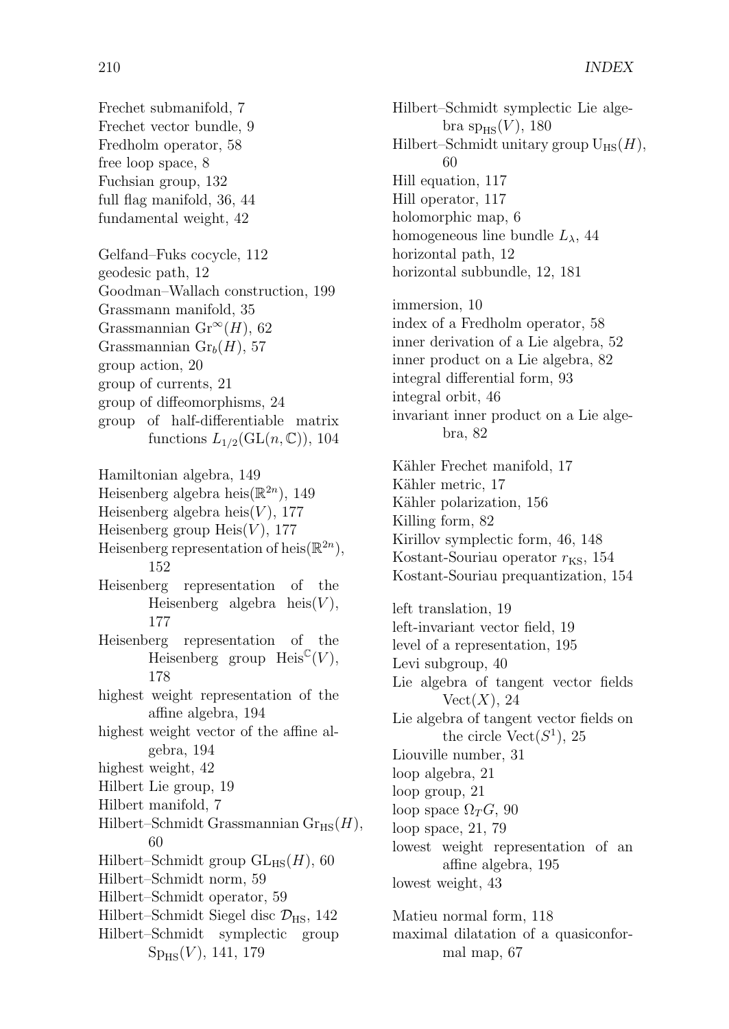Frechet submanifold, 7
Frechet vector bundle, 9
Fredholm operator, 58
free loop space, 8
Fuchsian group, 132
full flag manifold, 36, 44
fundamental weight, 42

Gelfand–Fuks cocycle, 112
geodesic path, 12
Goodman–Wallach construction, 199
Grassmann manifold, 35
Grassmannian $\mathrm{Gr}^{\infty}(H)$, 62
Grassmannian $\mathrm{Gr}_b(H)$, 57
group action, 20
group of currents, 21
group of diffeomorphisms, 24
group of half-differentiable matrix functions $L_{1/2}(\mathrm{GL}(n,\mathbb{C}))$, 104

Hamiltonian algebra, 149
Heisenberg algebra $\mathrm{heis}(\mathbb{R}^{2n})$, 149
Heisenberg algebra $\mathrm{heis}(V)$, 177
Heisenberg group $\mathrm{Heis}(V)$, 177
Heisenberg representation of $\mathrm{heis}(\mathbb{R}^{2n})$, 152
Heisenberg representation of the Heisenberg algebra $\mathrm{heis}(V)$, 177
Heisenberg representation of the Heisenberg group $\mathrm{Heis}^{\mathbb{C}}(V)$, 178
highest weight representation of the affine algebra, 194
highest weight vector of the affine algebra, 194
highest weight, 42
Hilbert Lie group, 19
Hilbert manifold, 7
Hilbert–Schmidt Grassmannian $\mathrm{Gr}_{\mathrm{HS}}(H)$, 60
Hilbert–Schmidt group $\mathrm{GL}_{\mathrm{HS}}(H)$, 60
Hilbert–Schmidt norm, 59
Hilbert–Schmidt operator, 59
Hilbert–Schmidt Siegel disc $\mathcal{D}_{\mathrm{HS}}$, 142
Hilbert–Schmidt symplectic group $\mathrm{Sp}_{\mathrm{HS}}(V)$, 141, 179
Hilbert–Schmidt symplectic Lie algebra $\mathrm{sp}_{\mathrm{HS}}(V)$, 180
Hilbert–Schmidt unitary group $\mathrm{U}_{\mathrm{HS}}(H)$, 60
Hill equation, 117
Hill operator, 117
holomorphic map, 6
homogeneous line bundle $L_\lambda$, 44
horizontal path, 12
horizontal subbundle, 12, 181

immersion, 10
index of a Fredholm operator, 58
inner derivation of a Lie algebra, 52
inner product on a Lie algebra, 82
integral differential form, 93
integral orbit, 46
invariant inner product on a Lie algebra, 82

Kähler Frechet manifold, 17
Kähler metric, 17
Kähler polarization, 156
Killing form, 82
Kirillov symplectic form, 46, 148
Kostant-Souriau operator $r_{\mathrm{KS}}$, 154
Kostant-Souriau prequantization, 154

left translation, 19
left-invariant vector field, 19
level of a representation, 195
Levi subgroup, 40
Lie algebra of tangent vector fields $\mathrm{Vect}(X)$, 24
Lie algebra of tangent vector fields on the circle $\mathrm{Vect}(S^1)$, 25
Liouville number, 31
loop algebra, 21
loop group, 21
loop space $\Omega_T G$, 90
loop space, 21, 79
lowest weight representation of an affine algebra, 195
lowest weight, 43

Matieu normal form, 118
maximal dilatation of a quasiconformal map, 67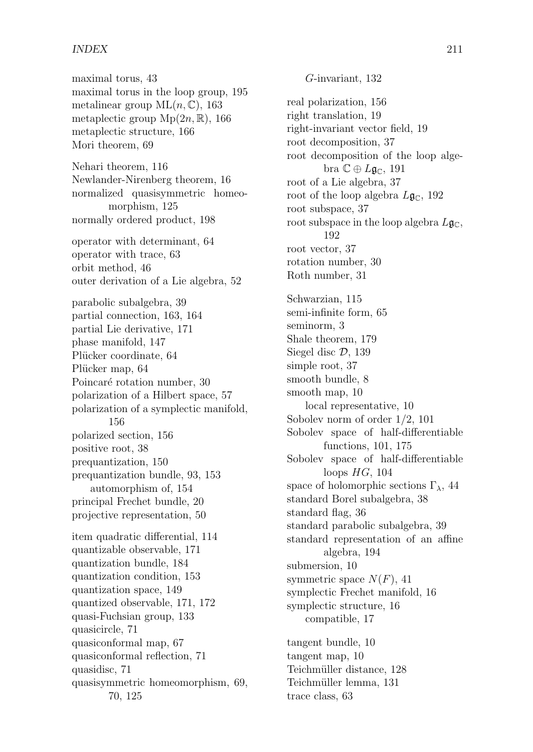maximal torus, 43
maximal torus in the loop group, 195
metalinear group $\mathrm{ML}(n, \mathbb{C})$, 163
metaplectic group $\mathrm{Mp}(2n, \mathbb{R})$, 166
metaplectic structure, 166
Mori theorem, 69

Nehari theorem, 116
Newlander-Nirenberg theorem, 16
normalized quasisymmetric homeomorphism, 125
normally ordered product, 198

operator with determinant, 64
operator with trace, 63
orbit method, 46
outer derivation of a Lie algebra, 52

parabolic subalgebra, 39
partial connection, 163, 164
partial Lie derivative, 171
phase manifold, 147
Plücker coordinate, 64
Plücker map, 64
Poincaré rotation number, 30
polarization of a Hilbert space, 57
polarization of a symplectic manifold, 156
polarized section, 156
positive root, 38
prequantization, 150
prequantization bundle, 93, 153
    automorphism of, 154
principal Frechet bundle, 20
projective representation, 50

item quadratic differential, 114
quantizable observable, 171
quantization bundle, 184
quantization condition, 153
quantization space, 149
quantized observable, 171, 172
quasi-Fuchsian group, 133
quasicircle, 71
quasiconformal map, 67
quasiconformal reflection, 71
quasidisc, 71
quasisymmetric homeomorphism, 69, 70, 125
    $G$-invariant, 132

real polarization, 156
right translation, 19
right-invariant vector field, 19
root decomposition, 37
root decomposition of the loop algebra $\mathbb{C} \oplus L\mathfrak{g}_{\mathbb{C}}$, 191
root of a Lie algebra, 37
root of the loop algebra $L\mathfrak{g}_{\mathbb{C}}$, 192
root subspace, 37
root subspace in the loop algebra $L\mathfrak{g}_{\mathbb{C}}$, 192
root vector, 37
rotation number, 30
Roth number, 31

Schwarzian, 115
semi-infinite form, 65
seminorm, 3
Shale theorem, 179
Siegel disc $\mathcal{D}$, 139
simple root, 37
smooth bundle, 8
smooth map, 10
    local representative, 10
Sobolev norm of order 1/2, 101
Sobolev space of half-differentiable functions, 101, 175
Sobolev space of half-differentiable loops $HG$, 104
space of holomorphic sections $\Gamma_\lambda$, 44
standard Borel subalgebra, 38
standard flag, 36
standard parabolic subalgebra, 39
standard representation of an affine algebra, 194
submersion, 10
symmetric space $N(F)$, 41
symplectic Frechet manifold, 16
symplectic structure, 16
    compatible, 17

tangent bundle, 10
tangent map, 10
Teichmüller distance, 128
Teichmüller lemma, 131
trace class, 63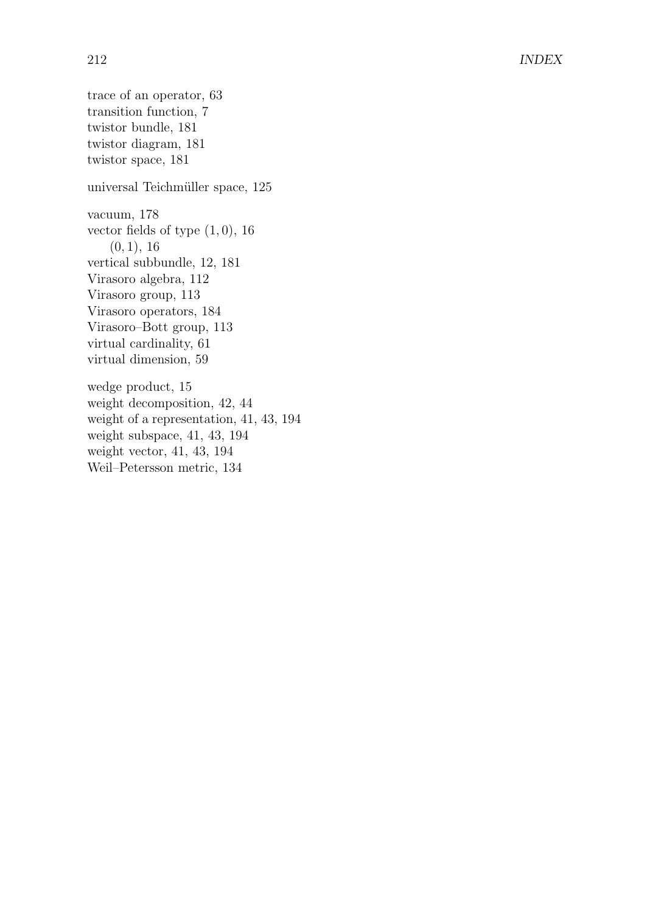trace of an operator, 63
transition function, 7
twistor bundle, 181
twistor diagram, 181
twistor space, 181

universal Teichmüller space, 125

vacuum, 178
vector fields of type $(1, 0)$, 16
 $(0, 1)$, 16
vertical subbundle, 12, 181
Virasoro algebra, 112
Virasoro group, 113
Virasoro operators, 184
Virasoro–Bott group, 113
virtual cardinality, 61
virtual dimension, 59

wedge product, 15
weight decomposition, 42, 44
weight of a representation, 41, 43, 194
weight subspace, 41, 43, 194
weight vector, 41, 43, 194
Weil–Petersson metric, 134